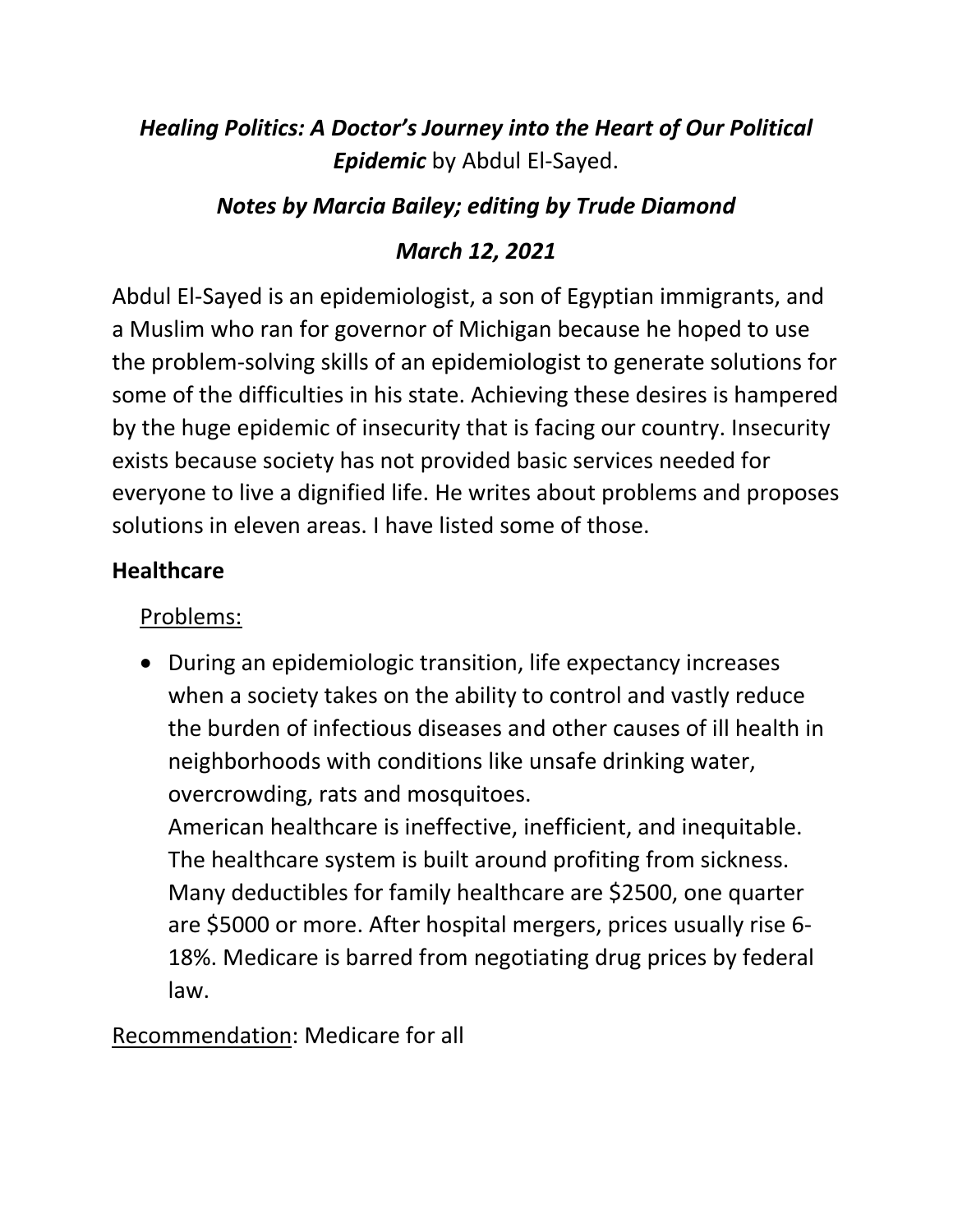***Healing Politics: A Doctor's Journey into the Heart of Our Political Epidemic*** by Abdul El-Sayed.

***Notes by Marcia Bailey; editing by Trude Diamond***

***March 12, 2021***

Abdul El-Sayed is an epidemiologist, a son of Egyptian immigrants, and a Muslim who ran for governor of Michigan because he hoped to use the problem-solving skills of an epidemiologist to generate solutions for some of the difficulties in his state. Achieving these desires is hampered by the huge epidemic of insecurity that is facing our country. Insecurity exists because society has not provided basic services needed for everyone to live a dignified life. He writes about problems and proposes solutions in eleven areas. I have listed some of those.

**Healthcare**

<u>Problems:</u>

- During an epidemiologic transition, life expectancy increases when a society takes on the ability to control and vastly reduce the burden of infectious diseases and other causes of ill health in neighborhoods with conditions like unsafe drinking water, overcrowding, rats and mosquitoes.
  American healthcare is ineffective, inefficient, and inequitable. The healthcare system is built around profiting from sickness. Many deductibles for family healthcare are $2500, one quarter are $5000 or more. After hospital mergers, prices usually rise 6-18%. Medicare is barred from negotiating drug prices by federal law.

<u>Recommendation</u>: Medicare for all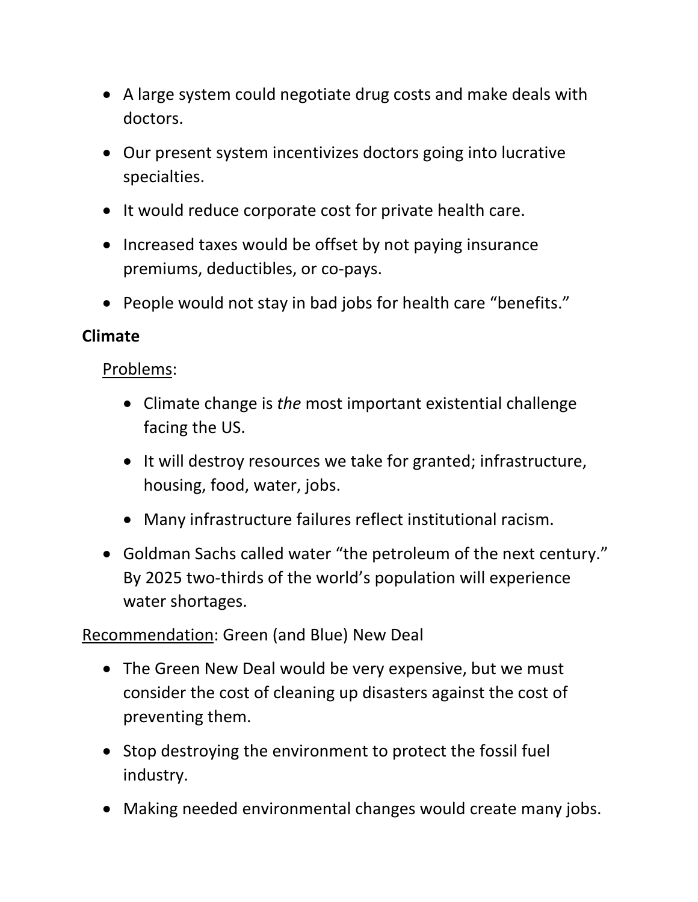- A large system could negotiate drug costs and make deals with doctors.
- Our present system incentivizes doctors going into lucrative specialties.
- It would reduce corporate cost for private health care.
- Increased taxes would be offset by not paying insurance premiums, deductibles, or co-pays.
- People would not stay in bad jobs for health care "benefits."

**Climate**

<u>Problems</u>:

  - Climate change is *the* most important existential challenge facing the US.
  - It will destroy resources we take for granted; infrastructure, housing, food, water, jobs.
  - Many infrastructure failures reflect institutional racism.

- Goldman Sachs called water "the petroleum of the next century." By 2025 two-thirds of the world's population will experience water shortages.

<u>Recommendation</u>: Green (and Blue) New Deal

- The Green New Deal would be very expensive, but we must consider the cost of cleaning up disasters against the cost of preventing them.
- Stop destroying the environment to protect the fossil fuel industry.
- Making needed environmental changes would create many jobs.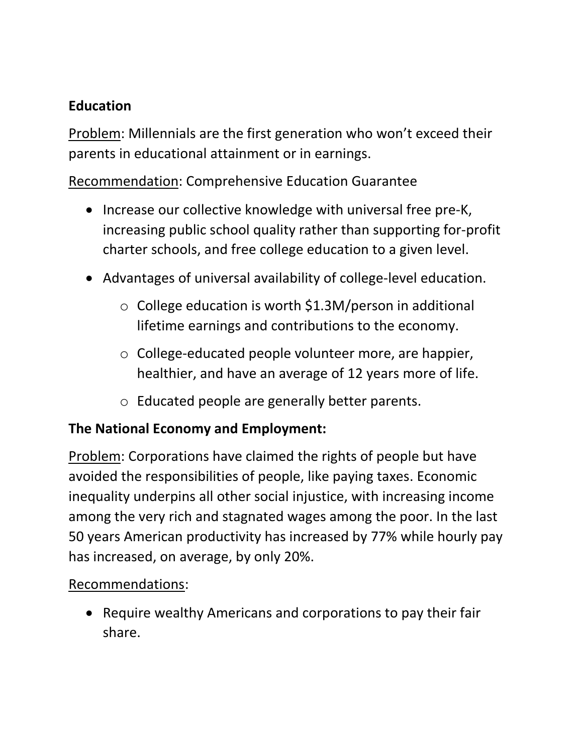**Education**

<u>Problem</u>: Millennials are the first generation who won't exceed their parents in educational attainment or in earnings.

<u>Recommendation</u>: Comprehensive Education Guarantee

- Increase our collective knowledge with universal free pre-K, increasing public school quality rather than supporting for-profit charter schools, and free college education to a given level.
- Advantages of universal availability of college-level education.
  - College education is worth $1.3M/person in additional lifetime earnings and contributions to the economy.
  - College-educated people volunteer more, are happier, healthier, and have an average of 12 years more of life.
  - Educated people are generally better parents.

**The National Economy and Employment:**

<u>Problem</u>: Corporations have claimed the rights of people but have avoided the responsibilities of people, like paying taxes. Economic inequality underpins all other social injustice, with increasing income among the very rich and stagnated wages among the poor. In the last 50 years American productivity has increased by 77% while hourly pay has increased, on average, by only 20%.

<u>Recommendations</u>:

- Require wealthy Americans and corporations to pay their fair share.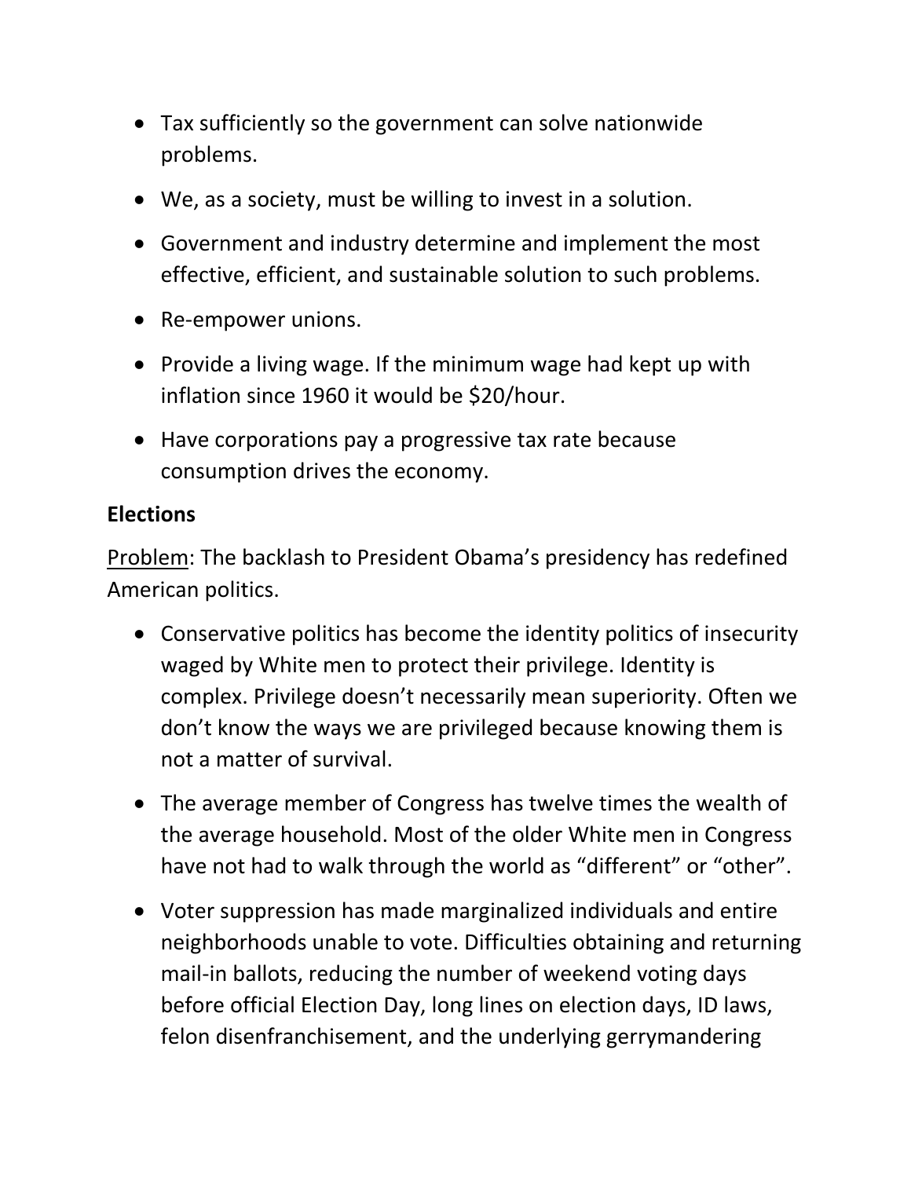- Tax sufficiently so the government can solve nationwide problems.
- We, as a society, must be willing to invest in a solution.
- Government and industry determine and implement the most effective, efficient, and sustainable solution to such problems.
- Re-empower unions.
- Provide a living wage. If the minimum wage had kept up with inflation since 1960 it would be $20/hour.
- Have corporations pay a progressive tax rate because consumption drives the economy.

**Elections**

<u>Problem</u>: The backlash to President Obama's presidency has redefined American politics.

- Conservative politics has become the identity politics of insecurity waged by White men to protect their privilege. Identity is complex. Privilege doesn't necessarily mean superiority. Often we don't know the ways we are privileged because knowing them is not a matter of survival.
- The average member of Congress has twelve times the wealth of the average household. Most of the older White men in Congress have not had to walk through the world as "different" or "other".
- Voter suppression has made marginalized individuals and entire neighborhoods unable to vote. Difficulties obtaining and returning mail-in ballots, reducing the number of weekend voting days before official Election Day, long lines on election days, ID laws, felon disenfranchisement, and the underlying gerrymandering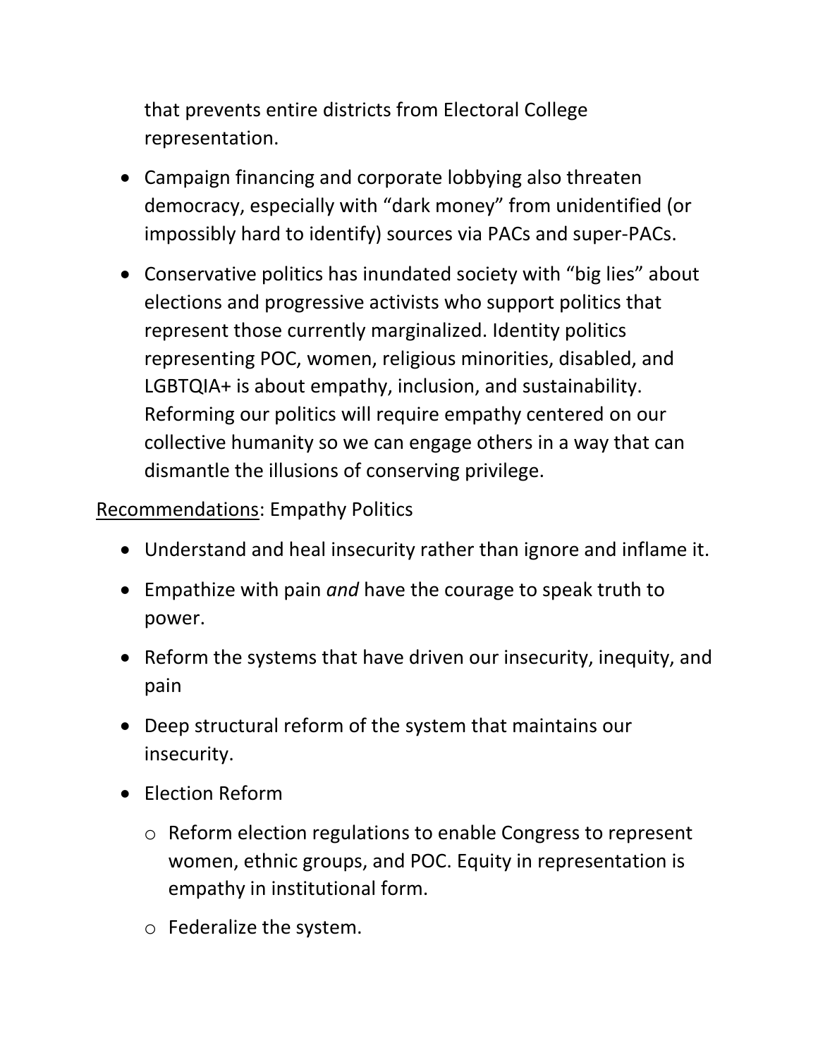that prevents entire districts from Electoral College representation.

- Campaign financing and corporate lobbying also threaten democracy, especially with "dark money" from unidentified (or impossibly hard to identify) sources via PACs and super-PACs.
- Conservative politics has inundated society with "big lies" about elections and progressive activists who support politics that represent those currently marginalized. Identity politics representing POC, women, religious minorities, disabled, and LGBTQIA+ is about empathy, inclusion, and sustainability. Reforming our politics will require empathy centered on our collective humanity so we can engage others in a way that can dismantle the illusions of conserving privilege.

<u>Recommendations</u>: Empathy Politics

- Understand and heal insecurity rather than ignore and inflame it.
- Empathize with pain *and* have the courage to speak truth to power.
- Reform the systems that have driven our insecurity, inequity, and pain
- Deep structural reform of the system that maintains our insecurity.
- Election Reform
    - Reform election regulations to enable Congress to represent women, ethnic groups, and POC. Equity in representation is empathy in institutional form.
    - Federalize the system.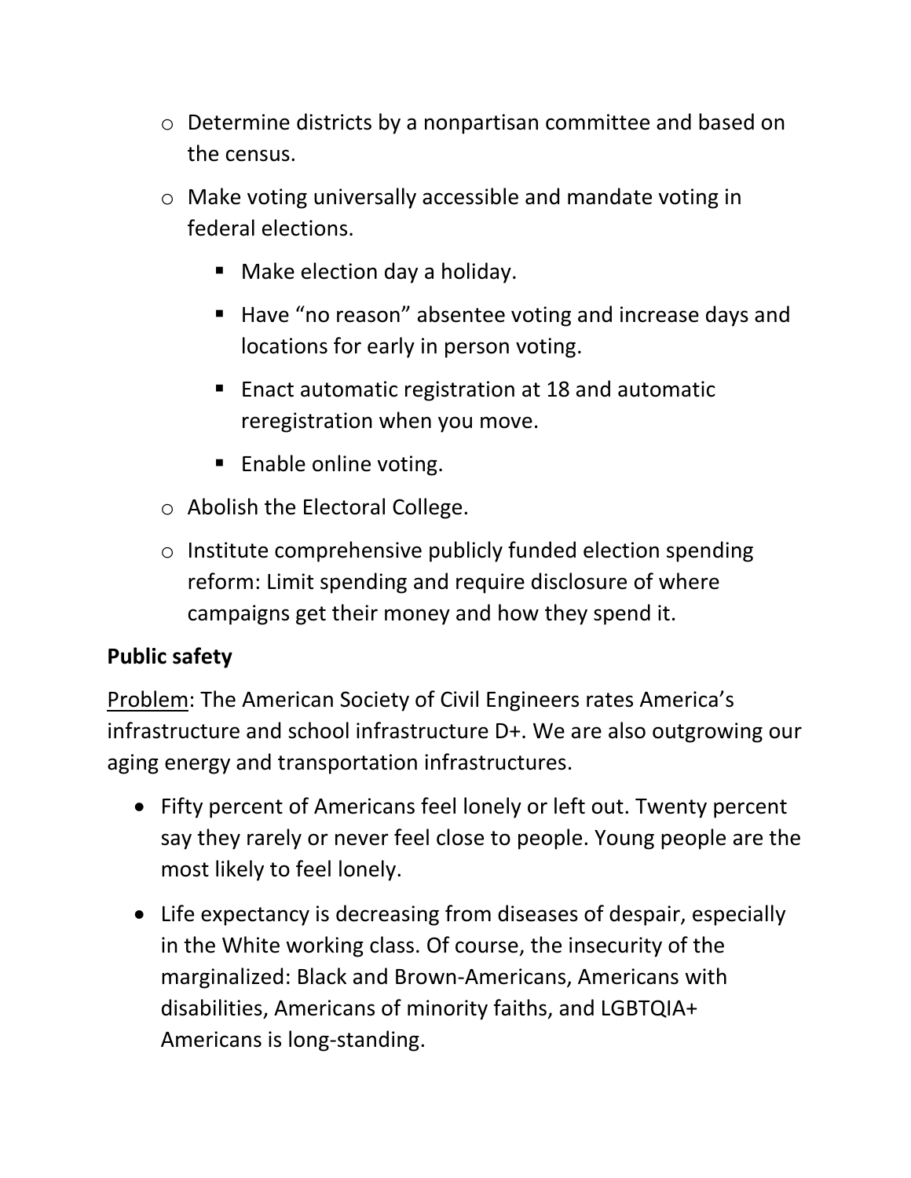- Determine districts by a nonpartisan committee and based on the census.
  - Make voting universally accessible and mandate voting in federal elections.
    - Make election day a holiday.
    - Have “no reason” absentee voting and increase days and locations for early in person voting.
    - Enact automatic registration at 18 and automatic reregistration when you move.
    - Enable online voting.
  - Abolish the Electoral College.
  - Institute comprehensive publicly funded election spending reform: Limit spending and require disclosure of where campaigns get their money and how they spend it.

**Public safety**

<u>Problem</u>: The American Society of Civil Engineers rates America’s infrastructure and school infrastructure D+. We are also outgrowing our aging energy and transportation infrastructures.

- Fifty percent of Americans feel lonely or left out. Twenty percent say they rarely or never feel close to people. Young people are the most likely to feel lonely.
- Life expectancy is decreasing from diseases of despair, especially in the White working class. Of course, the insecurity of the marginalized: Black and Brown-Americans, Americans with disabilities, Americans of minority faiths, and LGBTQIA+ Americans is long-standing.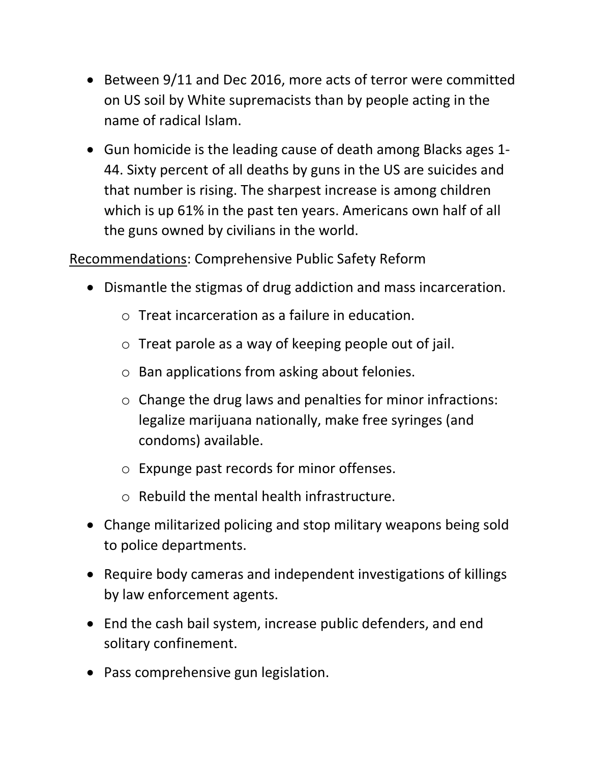- Between 9/11 and Dec 2016, more acts of terror were committed on US soil by White supremacists than by people acting in the name of radical Islam.
- Gun homicide is the leading cause of death among Blacks ages 1-44. Sixty percent of all deaths by guns in the US are suicides and that number is rising. The sharpest increase is among children which is up 61% in the past ten years. Americans own half of all the guns owned by civilians in the world.

<u>Recommendations</u>: Comprehensive Public Safety Reform

- Dismantle the stigmas of drug addiction and mass incarceration.
  - Treat incarceration as a failure in education.
  - Treat parole as a way of keeping people out of jail.
  - Ban applications from asking about felonies.
  - Change the drug laws and penalties for minor infractions: legalize marijuana nationally, make free syringes (and condoms) available.
  - Expunge past records for minor offenses.
  - Rebuild the mental health infrastructure.
- Change militarized policing and stop military weapons being sold to police departments.
- Require body cameras and independent investigations of killings by law enforcement agents.
- End the cash bail system, increase public defenders, and end solitary confinement.
- Pass comprehensive gun legislation.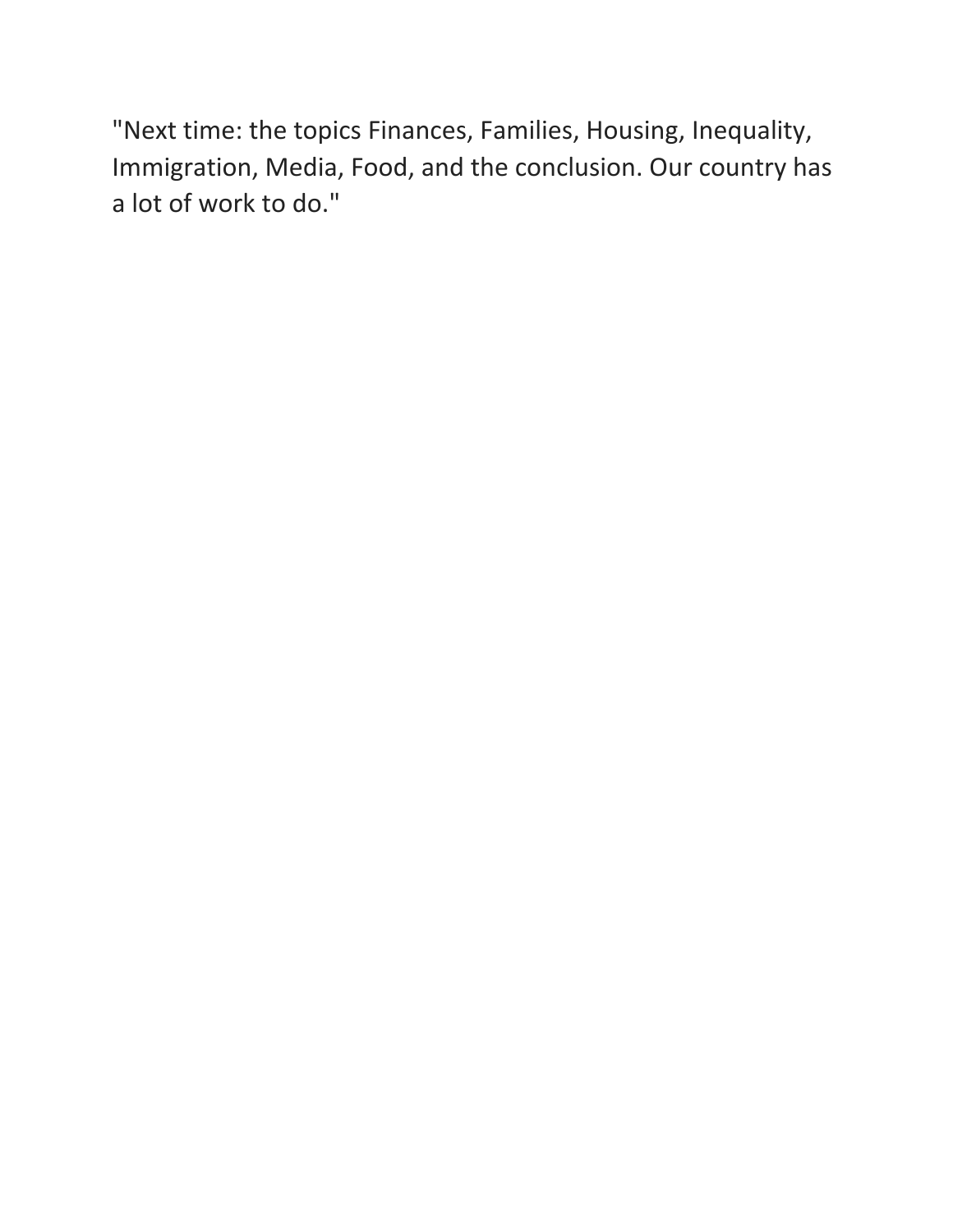"Next time: the topics Finances, Families, Housing, Inequality, Immigration, Media, Food, and the conclusion. Our country has a lot of work to do."